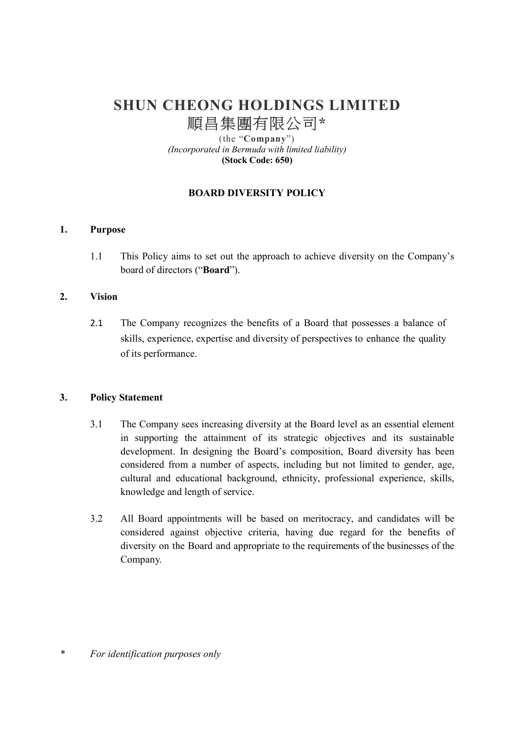# SHUN CHEONG HOLDINGS LIMITED

# 順昌集團有限公司*

(the "**Company**")
*(Incorporated in Bermuda with limited liability)*
**(Stock Code: 650)**

## BOARD DIVERSITY POLICY

### 1. Purpose

1.1 This Policy aims to set out the approach to achieve diversity on the Company's board of directors ("**Board**").

### 2. Vision

2.1 The Company recognizes the benefits of a Board that possesses a balance of skills, experience, expertise and diversity of perspectives to enhance the quality of its performance.

### 3. Policy Statement

3.1 The Company sees increasing diversity at the Board level as an essential element in supporting the attainment of its strategic objectives and its sustainable development. In designing the Board's composition, Board diversity has been considered from a number of aspects, including but not limited to gender, age, cultural and educational background, ethnicity, professional experience, skills, knowledge and length of service.

3.2 All Board appointments will be based on meritocracy, and candidates will be considered against objective criteria, having due regard for the benefits of diversity on the Board and appropriate to the requirements of the businesses of the Company.

\* *For identification purposes only*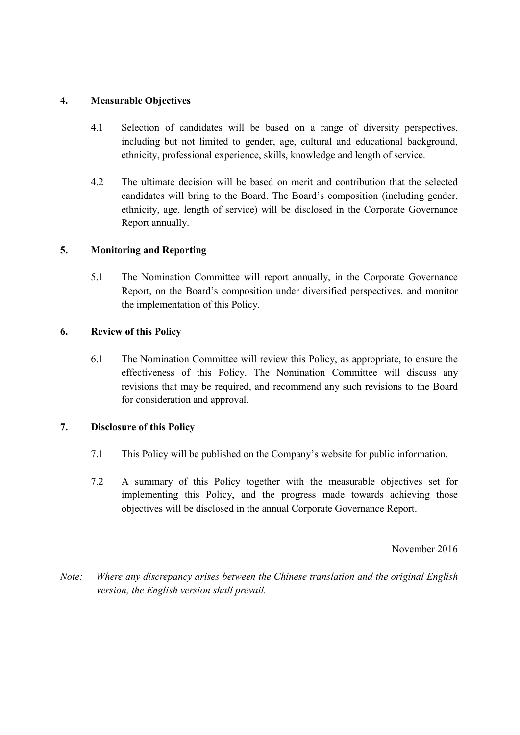## 4. Measurable Objectives

4.1 Selection of candidates will be based on a range of diversity perspectives, including but not limited to gender, age, cultural and educational background, ethnicity, professional experience, skills, knowledge and length of service.

4.2 The ultimate decision will be based on merit and contribution that the selected candidates will bring to the Board. The Board's composition (including gender, ethnicity, age, length of service) will be disclosed in the Corporate Governance Report annually.

## 5. Monitoring and Reporting

5.1 The Nomination Committee will report annually, in the Corporate Governance Report, on the Board's composition under diversified perspectives, and monitor the implementation of this Policy.

## 6. Review of this Policy

6.1 The Nomination Committee will review this Policy, as appropriate, to ensure the effectiveness of this Policy. The Nomination Committee will discuss any revisions that may be required, and recommend any such revisions to the Board for consideration and approval.

## 7. Disclosure of this Policy

7.1 This Policy will be published on the Company's website for public information.

7.2 A summary of this Policy together with the measurable objectives set for implementing this Policy, and the progress made towards achieving those objectives will be disclosed in the annual Corporate Governance Report.

November 2016

*Note: Where any discrepancy arises between the Chinese translation and the original English version, the English version shall prevail.*